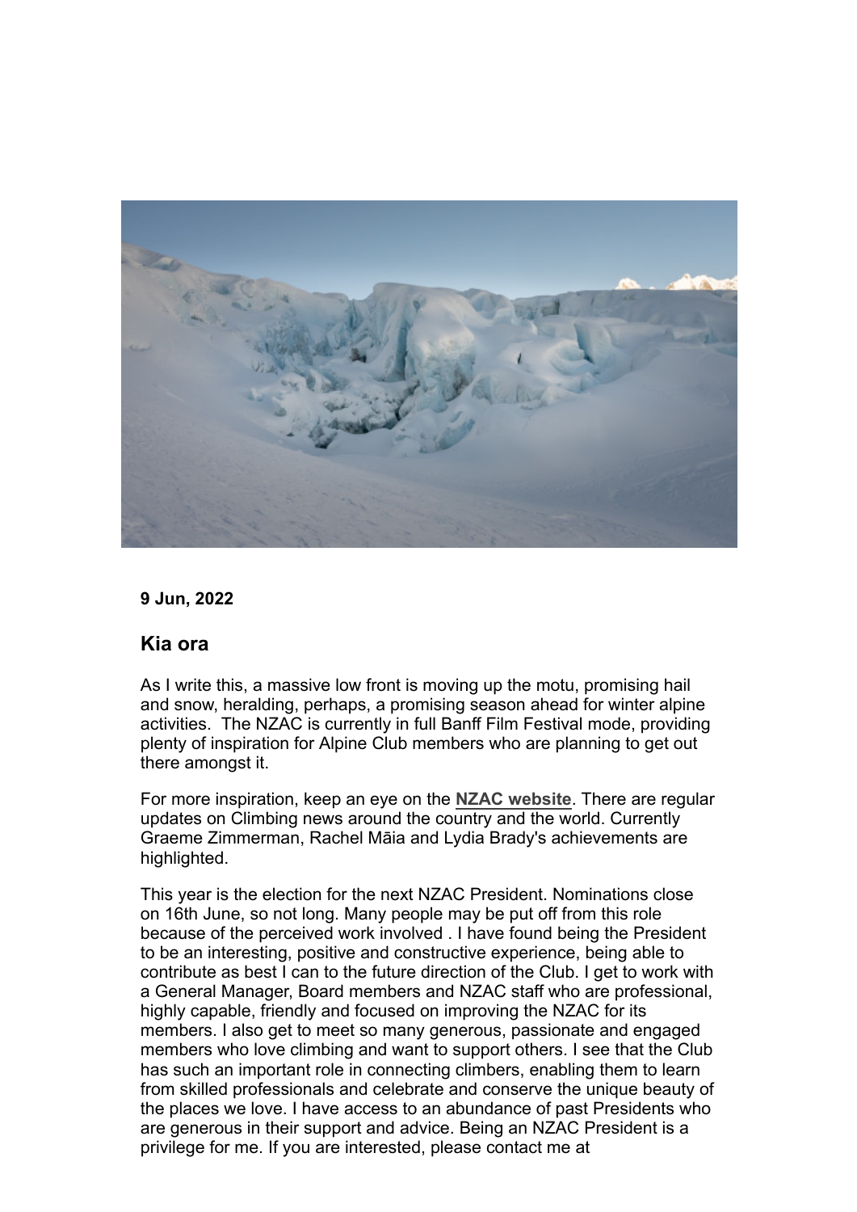**9 Jun, 2022**

## Kia ora

As I write this, a massive low front is moving up the motu, promising hail and snow, heralding, perhaps, a promising season ahead for winter alpine activities. The NZAC is currently in full Banff Film Festival mode, providing plenty of inspiration for Alpine Club members who are planning to get out there amongst it.

For more inspiration, keep an eye on the **NZAC website**. There are regular updates on Climbing news around the country and the world. Currently Graeme Zimmerman, Rachel Māia and Lydia Brady's achievements are highlighted.

This year is the election for the next NZAC President. Nominations close on 16th June, so not long. Many people may be put off from this role because of the perceived work involved . I have found being the President to be an interesting, positive and constructive experience, being able to contribute as best I can to the future direction of the Club. I get to work with a General Manager, Board members and NZAC staff who are professional, highly capable, friendly and focused on improving the NZAC for its members. I also get to meet so many generous, passionate and engaged members who love climbing and want to support others. I see that the Club has such an important role in connecting climbers, enabling them to learn from skilled professionals and celebrate and conserve the unique beauty of the places we love. I have access to an abundance of past Presidents who are generous in their support and advice. Being an NZAC President is a privilege for me. If you are interested, please contact me at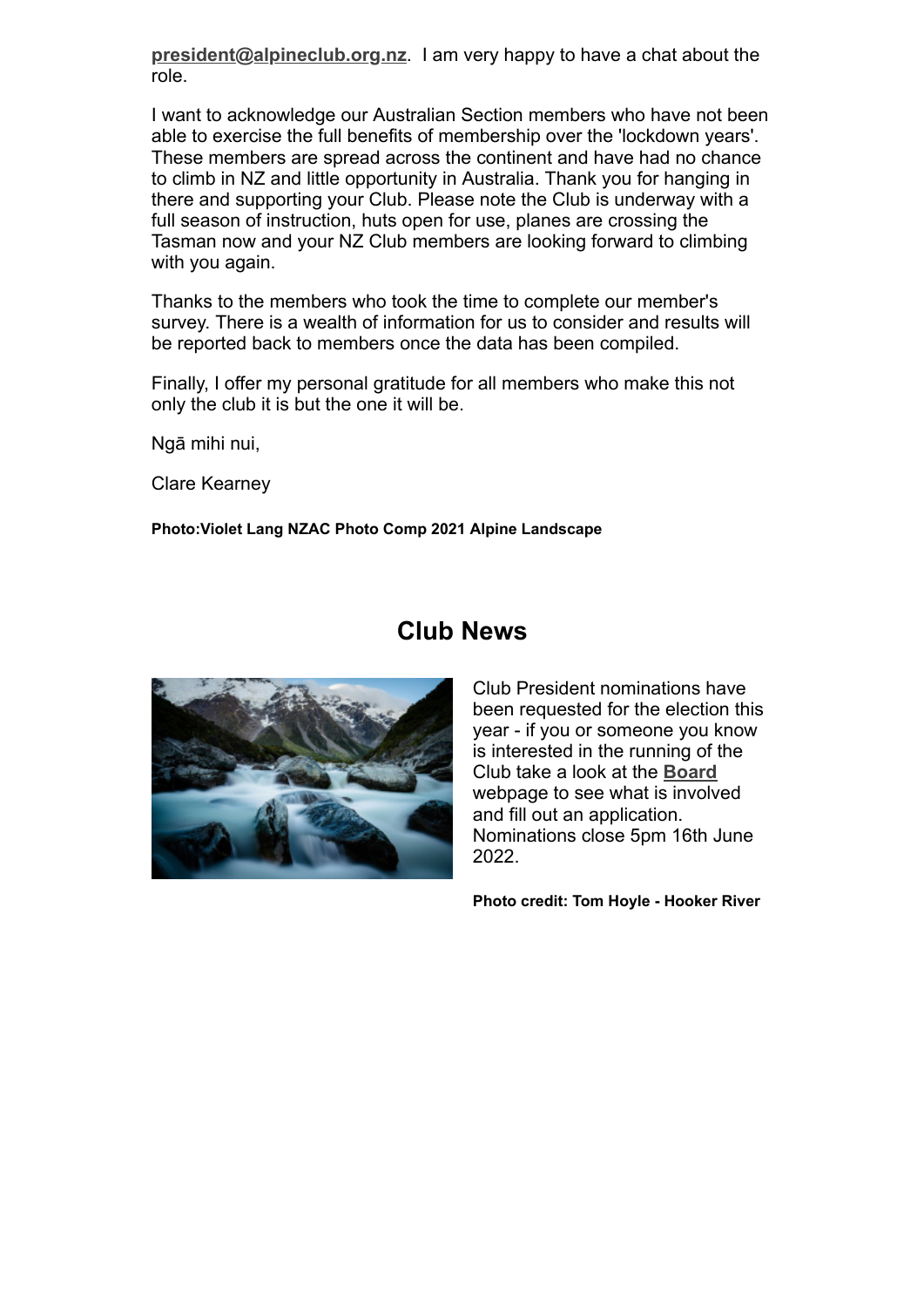**president@alpineclub.org.nz**. I am very happy to have a chat about the role.

I want to acknowledge our Australian Section members who have not been able to exercise the full benefits of membership over the 'lockdown years'. These members are spread across the continent and have had no chance to climb in NZ and little opportunity in Australia. Thank you for hanging in there and supporting your Club. Please note the Club is underway with a full season of instruction, huts open for use, planes are crossing the Tasman now and your NZ Club members are looking forward to climbing with you again.

Thanks to the members who took the time to complete our member's survey. There is a wealth of information for us to consider and results will be reported back to members once the data has been compiled.

Finally, I offer my personal gratitude for all members who make this not only the club it is but the one it will be.

Ngā mihi nui,

Clare Kearney

**Photo:Violet Lang NZAC Photo Comp 2021 Alpine Landscape**

## Club News

Club President nominations have been requested for the election this year - if you or someone you know is interested in the running of the Club take a look at the **Board** webpage to see what is involved and fill out an application. Nominations close 5pm 16th June 2022.

**Photo credit: Tom Hoyle - Hooker River**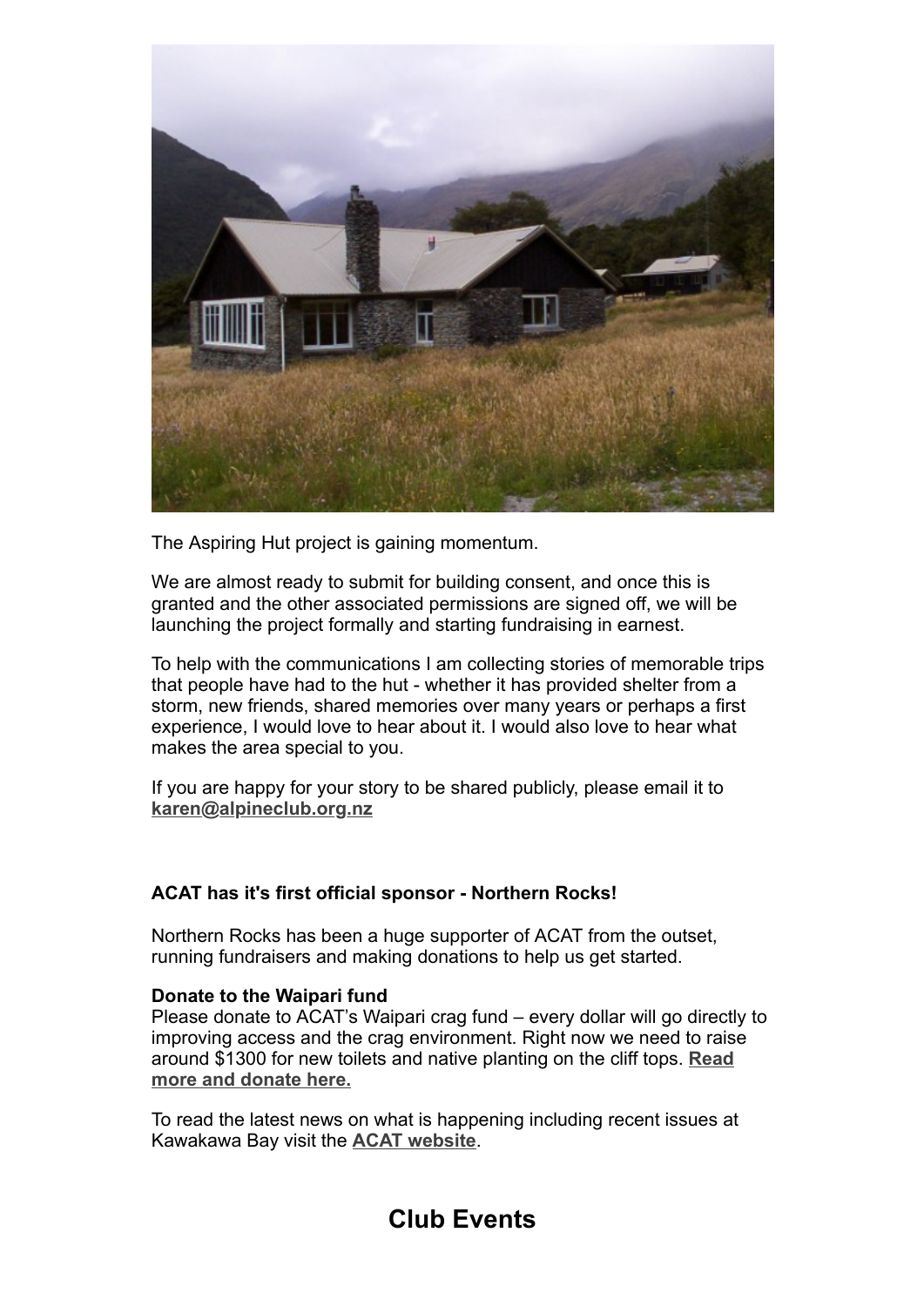The Aspiring Hut project is gaining momentum.

We are almost ready to submit for building consent, and once this is granted and the other associated permissions are signed off, we will be launching the project formally and starting fundraising in earnest.

To help with the communications I am collecting stories of memorable trips that people have had to the hut - whether it has provided shelter from a storm, new friends, shared memories over many years or perhaps a first experience, I would love to hear about it. I would also love to hear what makes the area special to you.

If you are happy for your story to be shared publicly, please email it to **karen@alpineclub.org.nz**

**ACAT has it's first official sponsor - Northern Rocks!**

Northern Rocks has been a huge supporter of ACAT from the outset, running fundraisers and making donations to help us get started.

**Donate to the Waipari fund**
Please donate to ACAT's Waipari crag fund – every dollar will go directly to improving access and the crag environment. Right now we need to raise around $1300 for new toilets and native planting on the cliff tops. **Read more and donate here.**

To read the latest news on what is happening including recent issues at Kawakawa Bay visit the **ACAT website**.

## Club Events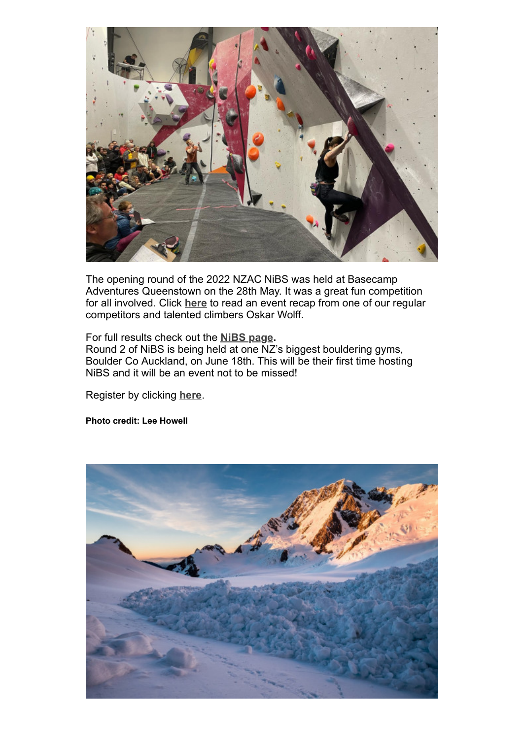The opening round of the 2022 NZAC NiBS was held at Basecamp Adventures Queenstown on the 28th May. It was a great fun competition for all involved. Click **here** to read an event recap from one of our regular competitors and talented climbers Oskar Wolff.

For full results check out the **NiBS page**.
Round 2 of NiBS is being held at one NZ's biggest bouldering gyms, Boulder Co Auckland, on June 18th. This will be their first time hosting NiBS and it will be an event not to be missed!

Register by clicking **here**.

**Photo credit: Lee Howell**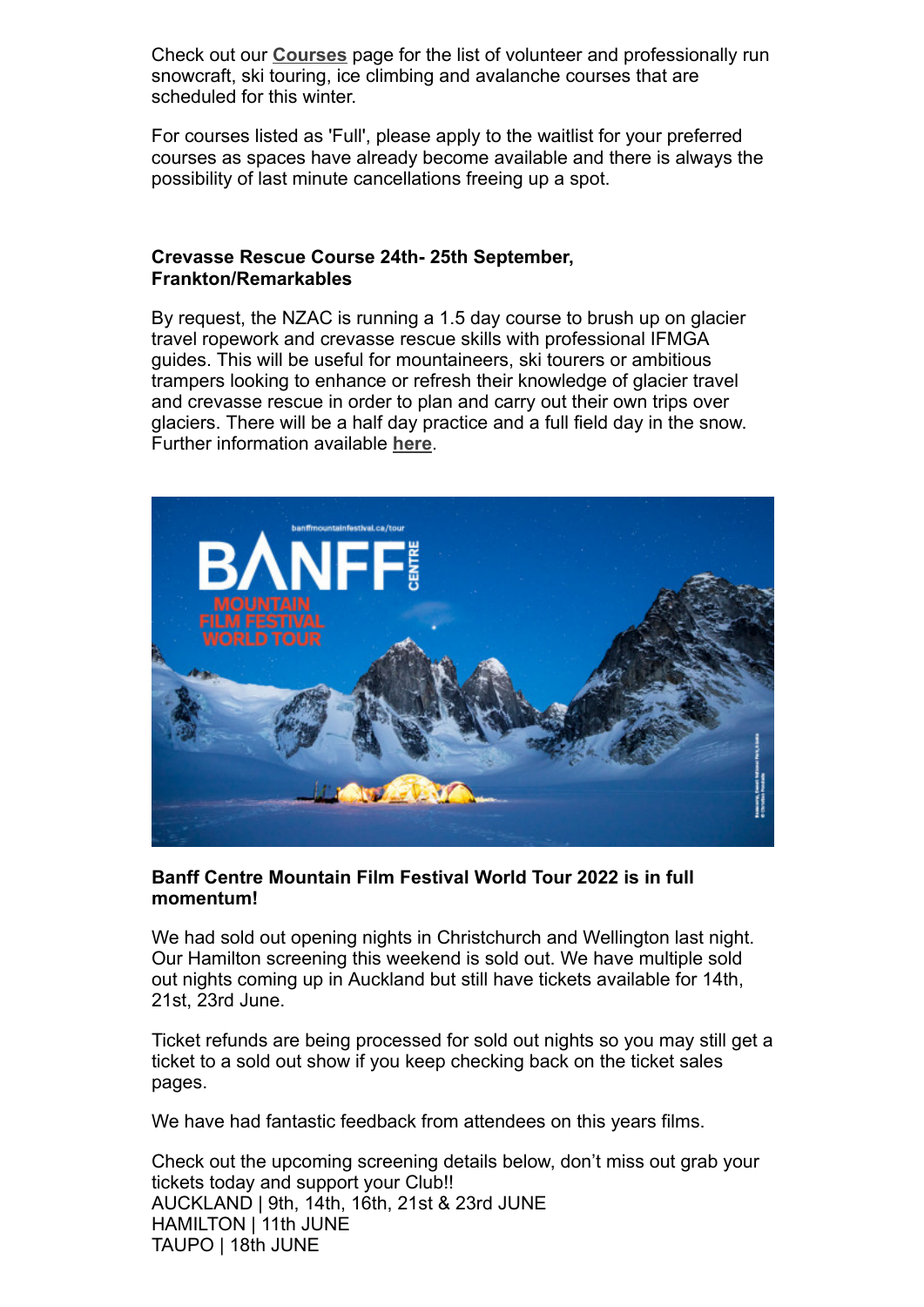Check out our **Courses** page for the list of volunteer and professionally run snowcraft, ski touring, ice climbing and avalanche courses that are scheduled for this winter.

For courses listed as 'Full', please apply to the waitlist for your preferred courses as spaces have already become available and there is always the possibility of last minute cancellations freeing up a spot.

**Crevasse Rescue Course 24th- 25th September, Frankton/Remarkables**

By request, the NZAC is running a 1.5 day course to brush up on glacier travel ropework and crevasse rescue skills with professional IFMGA guides. This will be useful for mountaineers, ski tourers or ambitious trampers looking to enhance or refresh their knowledge of glacier travel and crevasse rescue in order to plan and carry out their own trips over glaciers. There will be a half day practice and a full field day in the snow. Further information available **here**.

**Banff Centre Mountain Film Festival World Tour 2022 is in full momentum!**

We had sold out opening nights in Christchurch and Wellington last night. Our Hamilton screening this weekend is sold out. We have multiple sold out nights coming up in Auckland but still have tickets available for 14th, 21st, 23rd June.

Ticket refunds are being processed for sold out nights so you may still get a ticket to a sold out show if you keep checking back on the ticket sales pages.

We have had fantastic feedback from attendees on this years films.

Check out the upcoming screening details below, don't miss out grab your tickets today and support your Club!!
AUCKLAND | 9th, 14th, 16th, 21st & 23rd JUNE
HAMILTON | 11th JUNE
TAUPO | 18th JUNE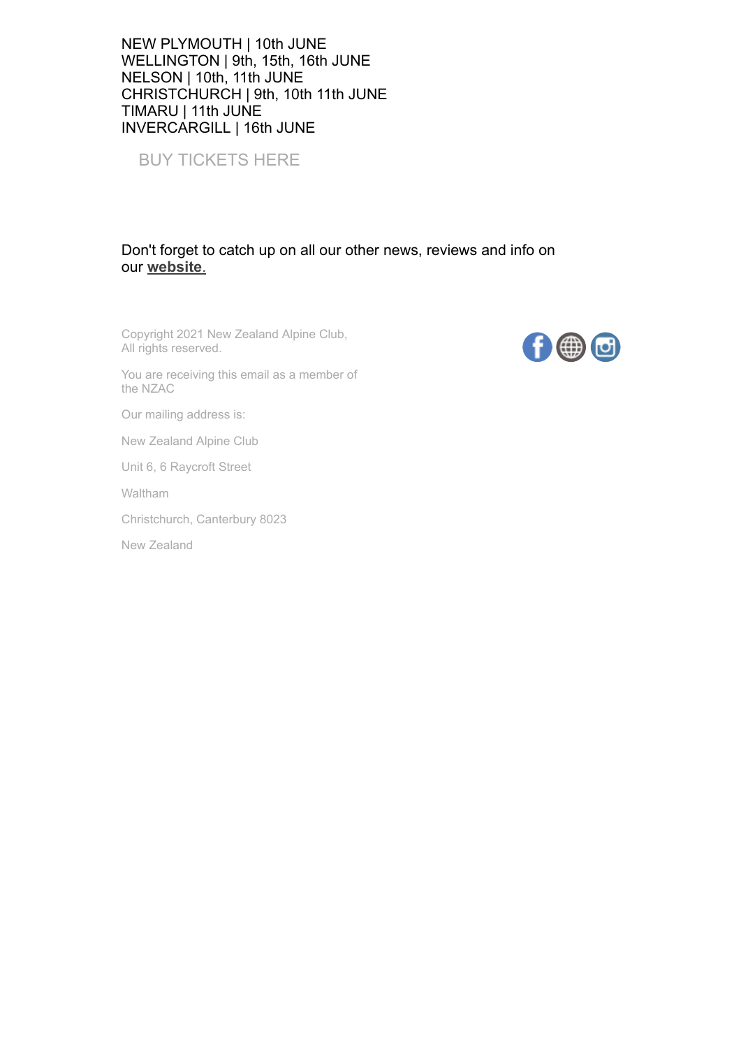NEW PLYMOUTH | 10th JUNE
WELLINGTON | 9th, 15th, 16th JUNE
NELSON | 10th, 11th JUNE
CHRISTCHURCH | 9th, 10th 11th JUNE
TIMARU | 11th JUNE
INVERCARGILL | 16th JUNE

BUY TICKETS HERE

Don't forget to catch up on all our other news, reviews and info on our **website**.

Copyright 2021 New Zealand Alpine Club, All rights reserved.

You are receiving this email as a member of the NZAC

Our mailing address is:

New Zealand Alpine Club

Unit 6, 6 Raycroft Street

Waltham

Christchurch, Canterbury 8023

New Zealand